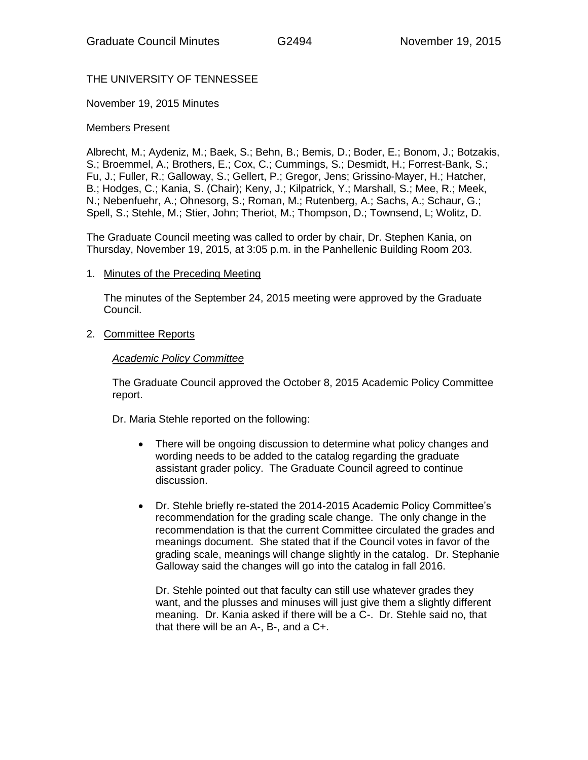THE UNIVERSITY OF TENNESSEE

November 19, 2015 Minutes

Members Present

Albrecht, M.; Aydeniz, M.; Baek, S.; Behn, B.; Bemis, D.; Boder, E.; Bonom, J.; Botzakis, S.; Broemmel, A.; Brothers, E.; Cox, C.; Cummings, S.; Desmidt, H.; Forrest-Bank, S.; Fu, J.; Fuller, R.; Galloway, S.; Gellert, P.; Gregor, Jens; Grissino-Mayer, H.; Hatcher, B.; Hodges, C.; Kania, S. (Chair); Keny, J.; Kilpatrick, Y.; Marshall, S.; Mee, R.; Meek, N.; Nebenfuehr, A.; Ohnesorg, S.; Roman, M.; Rutenberg, A.; Sachs, A.; Schaur, G.; Spell, S.; Stehle, M.; Stier, John; Theriot, M.; Thompson, D.; Townsend, L; Wolitz, D.

The Graduate Council meeting was called to order by chair, Dr. Stephen Kania, on Thursday, November 19, 2015, at 3:05 p.m. in the Panhellenic Building Room 203.

1. Minutes of the Preceding Meeting

   The minutes of the September 24, 2015 meeting were approved by the Graduate Council.

2. Committee Reports

   *Academic Policy Committee*

   The Graduate Council approved the October 8, 2015 Academic Policy Committee report.

   Dr. Maria Stehle reported on the following:

   - There will be ongoing discussion to determine what policy changes and wording needs to be added to the catalog regarding the graduate assistant grader policy. The Graduate Council agreed to continue discussion.

   - Dr. Stehle briefly re-stated the 2014-2015 Academic Policy Committee's recommendation for the grading scale change. The only change in the recommendation is that the current Committee circulated the grades and meanings document. She stated that if the Council votes in favor of the grading scale, meanings will change slightly in the catalog. Dr. Stephanie Galloway said the changes will go into the catalog in fall 2016.

     Dr. Stehle pointed out that faculty can still use whatever grades they want, and the plusses and minuses will just give them a slightly different meaning. Dr. Kania asked if there will be a C-. Dr. Stehle said no, that that there will be an A-, B-, and a C+.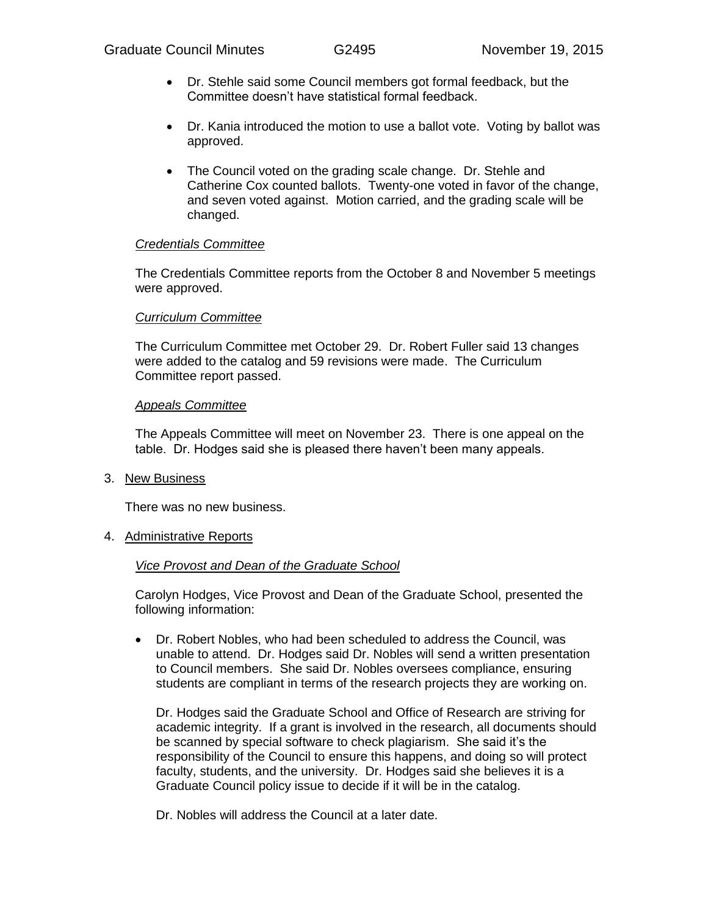- Dr. Stehle said some Council members got formal feedback, but the Committee doesn't have statistical formal feedback.
- Dr. Kania introduced the motion to use a ballot vote. Voting by ballot was approved.
- The Council voted on the grading scale change. Dr. Stehle and Catherine Cox counted ballots. Twenty-one voted in favor of the change, and seven voted against. Motion carried, and the grading scale will be changed.

*Credentials Committee*

The Credentials Committee reports from the October 8 and November 5 meetings were approved.

*Curriculum Committee*

The Curriculum Committee met October 29. Dr. Robert Fuller said 13 changes were added to the catalog and 59 revisions were made. The Curriculum Committee report passed.

*Appeals Committee*

The Appeals Committee will meet on November 23. There is one appeal on the table. Dr. Hodges said she is pleased there haven't been many appeals.

3. New Business

There was no new business.

4. Administrative Reports

*Vice Provost and Dean of the Graduate School*

Carolyn Hodges, Vice Provost and Dean of the Graduate School, presented the following information:

- Dr. Robert Nobles, who had been scheduled to address the Council, was unable to attend. Dr. Hodges said Dr. Nobles will send a written presentation to Council members. She said Dr. Nobles oversees compliance, ensuring students are compliant in terms of the research projects they are working on.

  Dr. Hodges said the Graduate School and Office of Research are striving for academic integrity. If a grant is involved in the research, all documents should be scanned by special software to check plagiarism. She said it's the responsibility of the Council to ensure this happens, and doing so will protect faculty, students, and the university. Dr. Hodges said she believes it is a Graduate Council policy issue to decide if it will be in the catalog.

  Dr. Nobles will address the Council at a later date.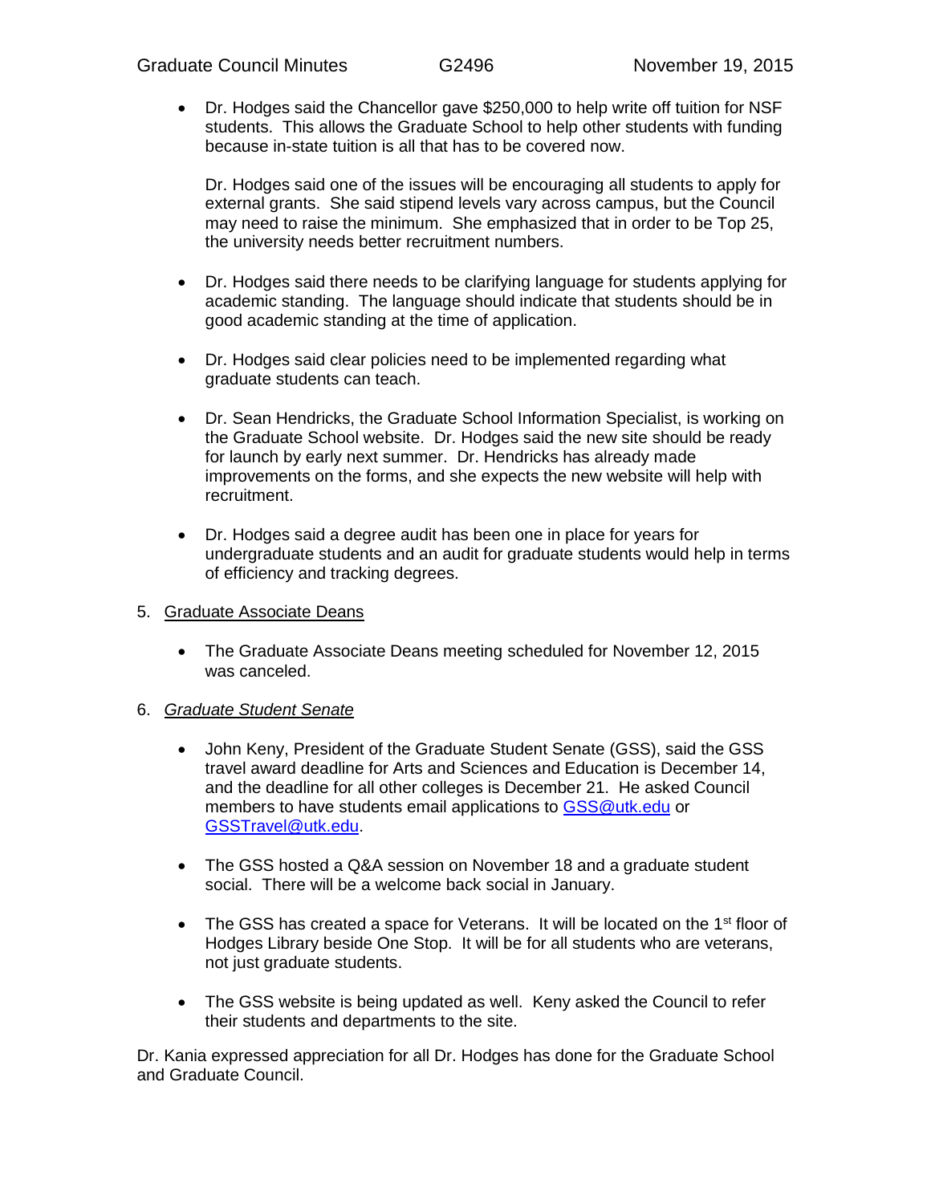- Dr. Hodges said the Chancellor gave $250,000 to help write off tuition for NSF students. This allows the Graduate School to help other students with funding because in-state tuition is all that has to be covered now.

  Dr. Hodges said one of the issues will be encouraging all students to apply for external grants. She said stipend levels vary across campus, but the Council may need to raise the minimum. She emphasized that in order to be Top 25, the university needs better recruitment numbers.

- Dr. Hodges said there needs to be clarifying language for students applying for academic standing. The language should indicate that students should be in good academic standing at the time of application.

- Dr. Hodges said clear policies need to be implemented regarding what graduate students can teach.

- Dr. Sean Hendricks, the Graduate School Information Specialist, is working on the Graduate School website. Dr. Hodges said the new site should be ready for launch by early next summer. Dr. Hendricks has already made improvements on the forms, and she expects the new website will help with recruitment.

- Dr. Hodges said a degree audit has been one in place for years for undergraduate students and an audit for graduate students would help in terms of efficiency and tracking degrees.

5. <u>Graduate Associate Deans</u>

   - The Graduate Associate Deans meeting scheduled for November 12, 2015 was canceled.

6. *<u>Graduate Student Senate</u>*

   - John Keny, President of the Graduate Student Senate (GSS), said the GSS travel award deadline for Arts and Sciences and Education is December 14, and the deadline for all other colleges is December 21. He asked Council members to have students email applications to GSS@utk.edu or GSSTravel@utk.edu.

   - The GSS hosted a Q&A session on November 18 and a graduate student social. There will be a welcome back social in January.

   - The GSS has created a space for Veterans. It will be located on the 1st floor of Hodges Library beside One Stop. It will be for all students who are veterans, not just graduate students.

   - The GSS website is being updated as well. Keny asked the Council to refer their students and departments to the site.

Dr. Kania expressed appreciation for all Dr. Hodges has done for the Graduate School and Graduate Council.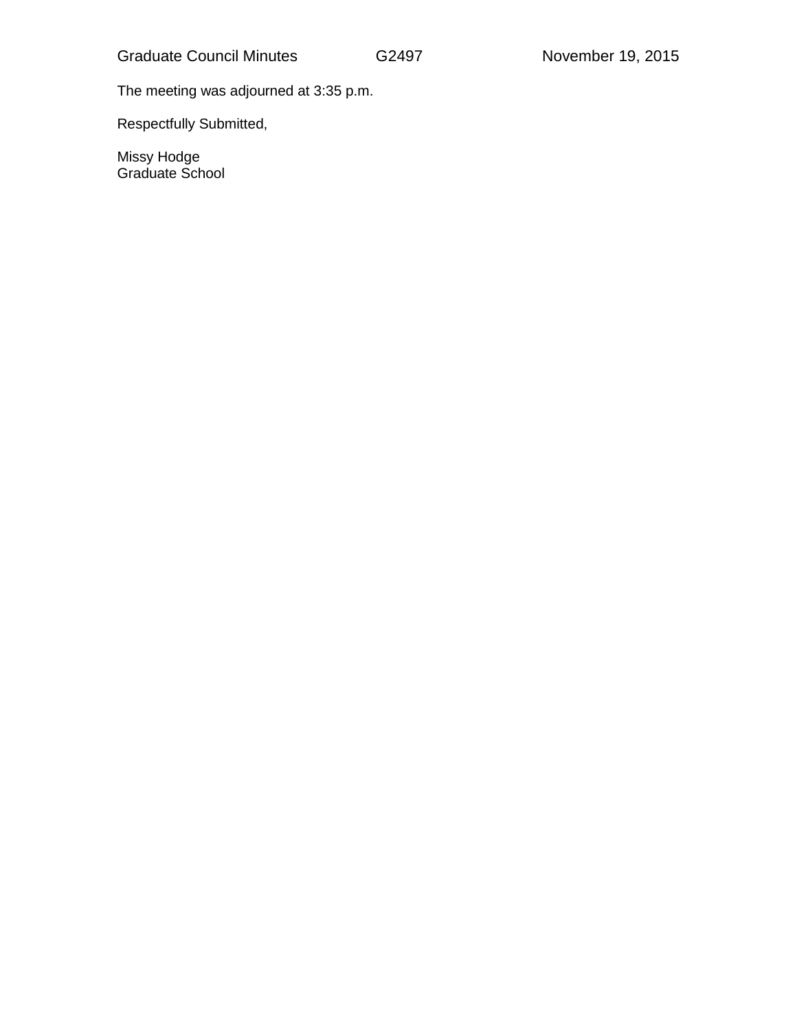The meeting was adjourned at 3:35 p.m.

Respectfully Submitted,

Missy Hodge
Graduate School